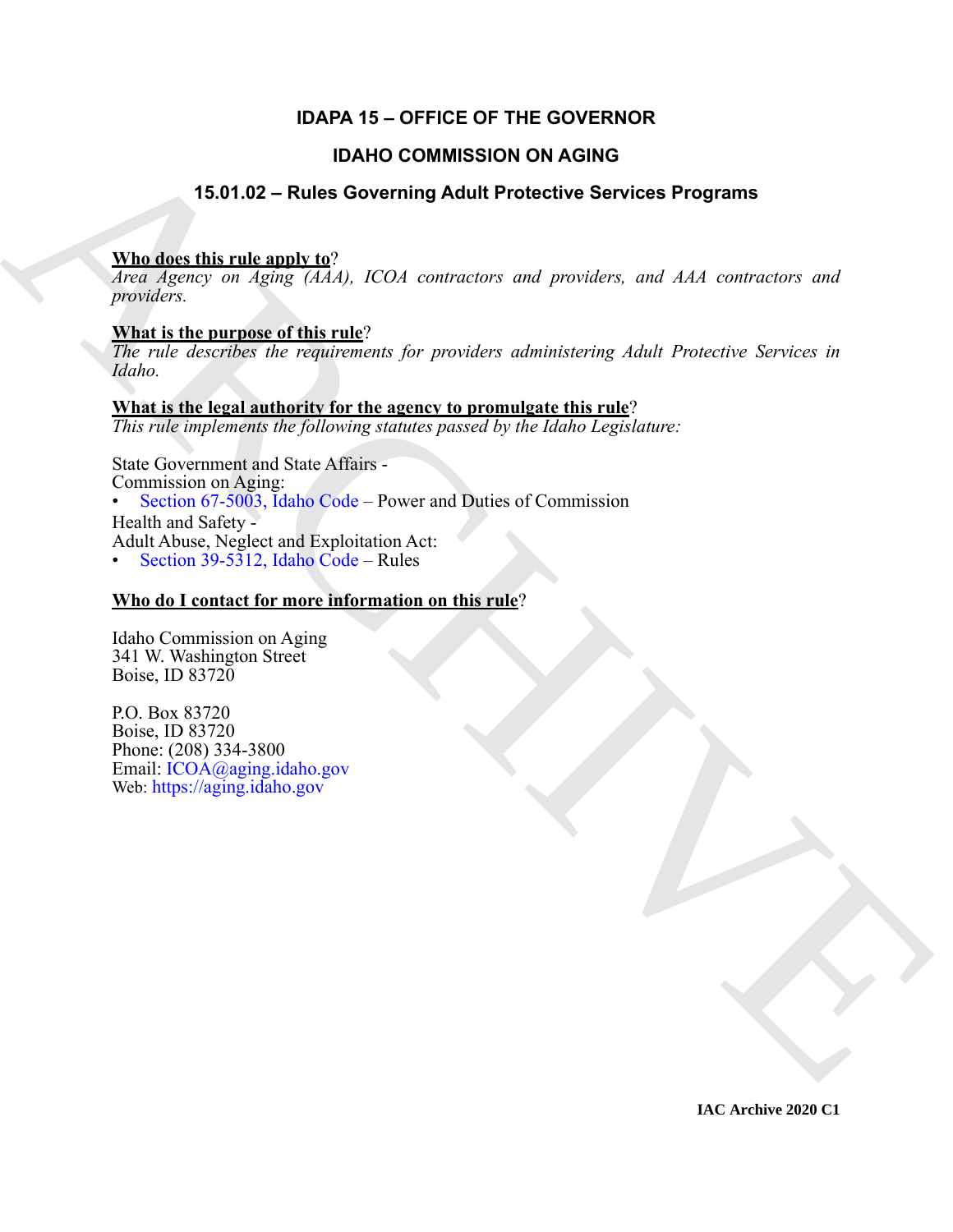# IDAPA 15 – OFFICE OF THE GOVERNOR

## IDAHO COMMISSION ON AGING

## 15.01.02 – Rules Governing Adult Protective Services Programs

**Who does this rule apply to**?
*Area Agency on Aging (AAA), ICOA contractors and providers, and AAA contractors and providers.*

**What is the purpose of this rule**?
*The rule describes the requirements for providers administering Adult Protective Services in Idaho.*

**What is the legal authority for the agency to promulgate this rule**?
*This rule implements the following statutes passed by the Idaho Legislature:*

State Government and State Affairs -
Commission on Aging:
- Section 67-5003, Idaho Code – Power and Duties of Commission

Health and Safety -
Adult Abuse, Neglect and Exploitation Act:
- Section 39-5312, Idaho Code – Rules

**Who do I contact for more information on this rule**?

Idaho Commission on Aging
341 W. Washington Street
Boise, ID 83720

P.O. Box 83720
Boise, ID 83720
Phone: (208) 334-3800
Email: ICOA@aging.idaho.gov
Web: https://aging.idaho.gov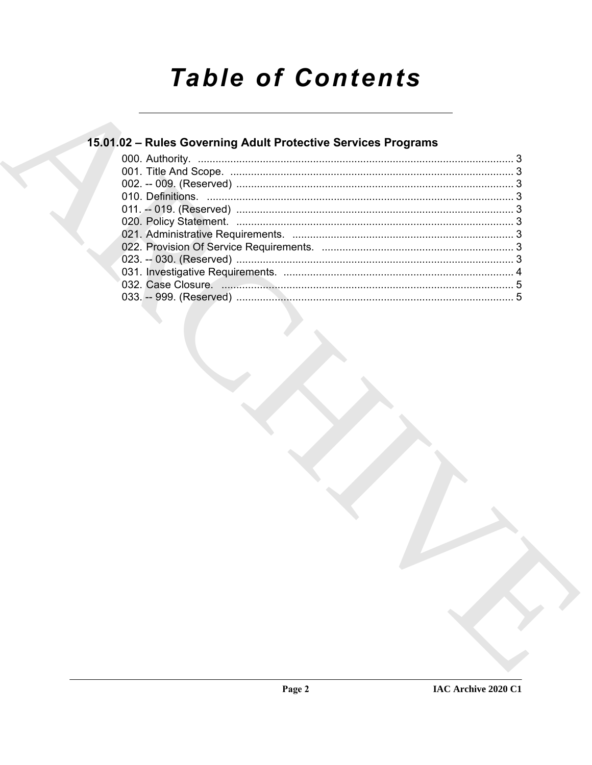# Table of Contents

## 15.01.02 – Rules Governing Adult Protective Services Programs

000. Authority. ........................................................................................................... 3
001. Title And Scope. ................................................................................................. 3
002. -- 009. (Reserved) .............................................................................................. 3
010. Definitions. ........................................................................................................ 3
011. -- 019. (Reserved) .............................................................................................. 3
020. Policy Statement. .............................................................................................. 3
021. Administrative Requirements. ........................................................................... 3
022. Provision Of Service Requirements. .................................................................. 3
023. -- 030. (Reserved) .............................................................................................. 3
031. Investigative Requirements. .............................................................................. 4
032. Case Closure. ................................................................................................... 5
033. -- 999. (Reserved) .............................................................................................. 5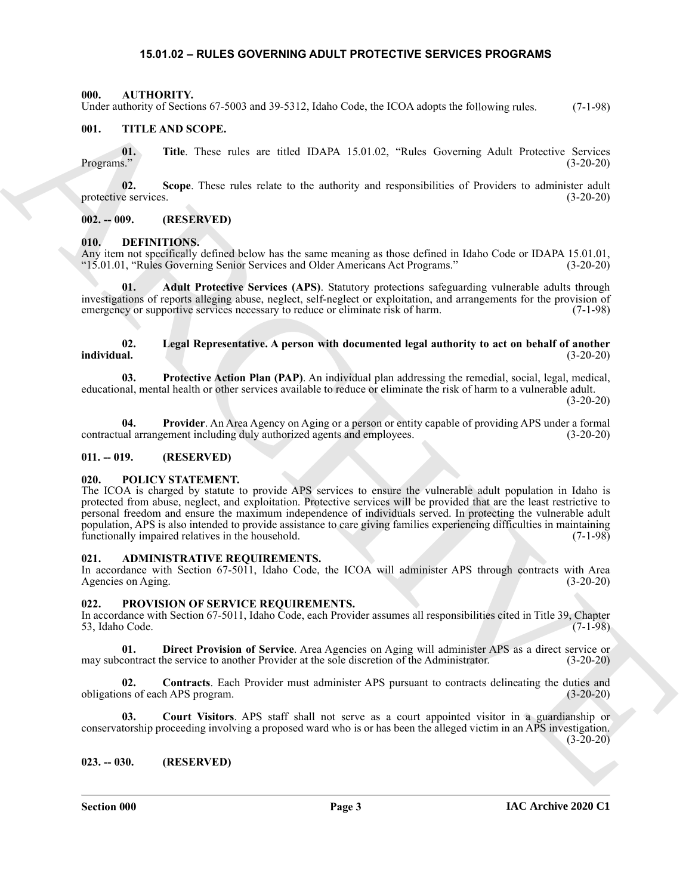### 15.01.02 – RULES GOVERNING ADULT PROTECTIVE SERVICES PROGRAMS

**000. AUTHORITY.**

Under authority of Sections 67-5003 and 39-5312, Idaho Code, the ICOA adopts the following rules. (7-1-98)

**001. TITLE AND SCOPE.**

**01. Title**. These rules are titled IDAPA 15.01.02, "Rules Governing Adult Protective Services Programs." (3-20-20)

**02. Scope**. These rules relate to the authority and responsibilities of Providers to administer adult protective services. (3-20-20)

**002. -- 009. (RESERVED)**

**010. DEFINITIONS.**

Any item not specifically defined below has the same meaning as those defined in Idaho Code or IDAPA 15.01.01, "15.01.01, "Rules Governing Senior Services and Older Americans Act Programs." (3-20-20)

**01. Adult Protective Services (APS)**. Statutory protections safeguarding vulnerable adults through investigations of reports alleging abuse, neglect, self-neglect or exploitation, and arrangements for the provision of emergency or supportive services necessary to reduce or eliminate risk of harm. (7-1-98)

**02. Legal Representative. A person with documented legal authority to act on behalf of another individual.** (3-20-20)

**03. Protective Action Plan (PAP)**. An individual plan addressing the remedial, social, legal, medical, educational, mental health or other services available to reduce or eliminate the risk of harm to a vulnerable adult. (3-20-20)

**04. Provider**. An Area Agency on Aging or a person or entity capable of providing APS under a formal contractual arrangement including duly authorized agents and employees. (3-20-20)

**011. -- 019. (RESERVED)**

**020. POLICY STATEMENT.**

The ICOA is charged by statute to provide APS services to ensure the vulnerable adult population in Idaho is protected from abuse, neglect, and exploitation. Protective services will be provided that are the least restrictive to personal freedom and ensure the maximum independence of individuals served. In protecting the vulnerable adult population, APS is also intended to provide assistance to care giving families experiencing difficulties in maintaining functionally impaired relatives in the household. (7-1-98)

**021. ADMINISTRATIVE REQUIREMENTS.**

In accordance with Section 67-5011, Idaho Code, the ICOA will administer APS through contracts with Area Agencies on Aging. (3-20-20)

**022. PROVISION OF SERVICE REQUIREMENTS.**

In accordance with Section 67-5011, Idaho Code, each Provider assumes all responsibilities cited in Title 39, Chapter 53, Idaho Code. (7-1-98)

**01. Direct Provision of Service**. Area Agencies on Aging will administer APS as a direct service or may subcontract the service to another Provider at the sole discretion of the Administrator. (3-20-20)

**02. Contracts**. Each Provider must administer APS pursuant to contracts delineating the duties and obligations of each APS program. (3-20-20)

**03. Court Visitors**. APS staff shall not serve as a court appointed visitor in a guardianship or conservatorship proceeding involving a proposed ward who is or has been the alleged victim in an APS investigation. (3-20-20)

**023. -- 030. (RESERVED)**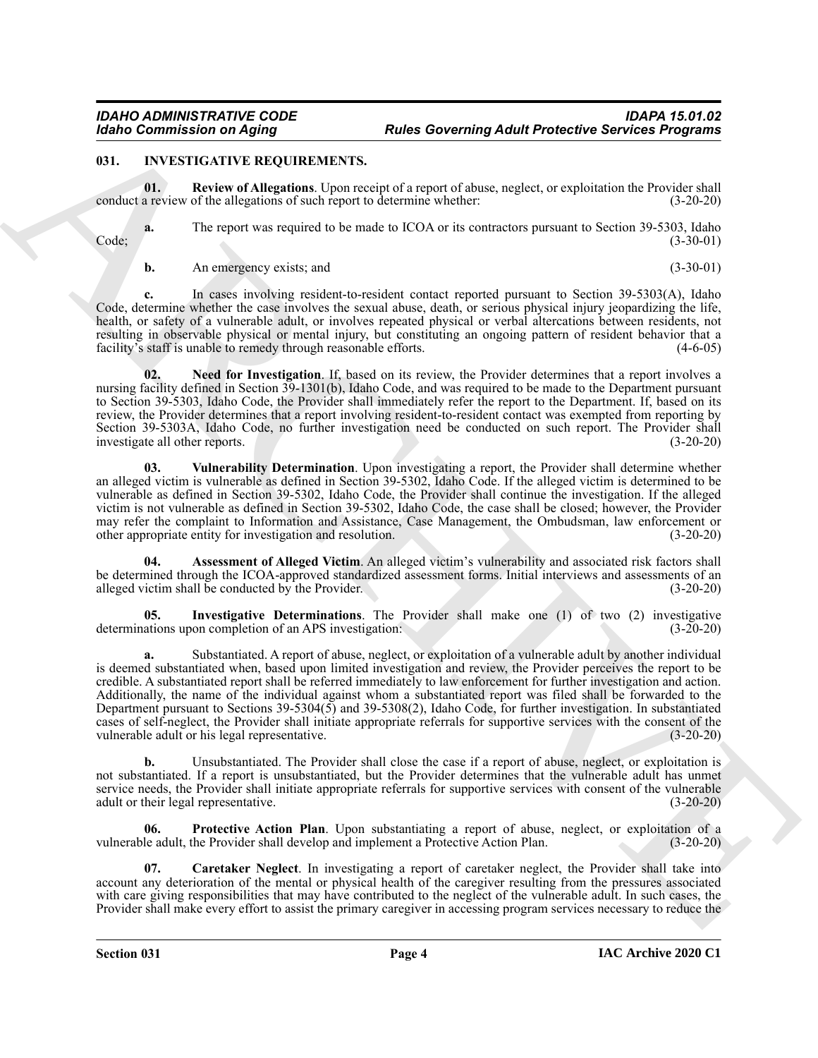## 031. INVESTIGATIVE REQUIREMENTS.

**01. Review of Allegations**. Upon receipt of a report of abuse, neglect, or exploitation the Provider shall conduct a review of the allegations of such report to determine whether: (3-20-20)

**a.** The report was required to be made to ICOA or its contractors pursuant to Section 39-5303, Idaho Code; (3-30-01)

**b.** An emergency exists; and (3-30-01)

**c.** In cases involving resident-to-resident contact reported pursuant to Section 39-5303(A), Idaho Code, determine whether the case involves the sexual abuse, death, or serious physical injury jeopardizing the life, health, or safety of a vulnerable adult, or involves repeated physical or verbal altercations between residents, not resulting in observable physical or mental injury, but constituting an ongoing pattern of resident behavior that a facility's staff is unable to remedy through reasonable efforts. (4-6-05)

**02. Need for Investigation**. If, based on its review, the Provider determines that a report involves a nursing facility defined in Section 39-1301(b), Idaho Code, and was required to be made to the Department pursuant to Section 39-5303, Idaho Code, the Provider shall immediately refer the report to the Department. If, based on its review, the Provider determines that a report involving resident-to-resident contact was exempted from reporting by Section 39-5303A, Idaho Code, no further investigation need be conducted on such report. The Provider shall investigate all other reports. (3-20-20)

**03. Vulnerability Determination**. Upon investigating a report, the Provider shall determine whether an alleged victim is vulnerable as defined in Section 39-5302, Idaho Code. If the alleged victim is determined to be vulnerable as defined in Section 39-5302, Idaho Code, the Provider shall continue the investigation. If the alleged victim is not vulnerable as defined in Section 39-5302, Idaho Code, the case shall be closed; however, the Provider may refer the complaint to Information and Assistance, Case Management, the Ombudsman, law enforcement or other appropriate entity for investigation and resolution. (3-20-20)

**04. Assessment of Alleged Victim**. An alleged victim's vulnerability and associated risk factors shall be determined through the ICOA-approved standardized assessment forms. Initial interviews and assessments of an alleged victim shall be conducted by the Provider. (3-20-20)

**05. Investigative Determinations**. The Provider shall make one (1) of two (2) investigative determinations upon completion of an APS investigation: (3-20-20)

**a.** Substantiated. A report of abuse, neglect, or exploitation of a vulnerable adult by another individual is deemed substantiated when, based upon limited investigation and review, the Provider perceives the report to be credible. A substantiated report shall be referred immediately to law enforcement for further investigation and action. Additionally, the name of the individual against whom a substantiated report was filed shall be forwarded to the Department pursuant to Sections 39-5304(5) and 39-5308(2), Idaho Code, for further investigation. In substantiated cases of self-neglect, the Provider shall initiate appropriate referrals for supportive services with the consent of the vulnerable adult or his legal representative. (3-20-20)

**b.** Unsubstantiated. The Provider shall close the case if a report of abuse, neglect, or exploitation is not substantiated. If a report is unsubstantiated, but the Provider determines that the vulnerable adult has unmet service needs, the Provider shall initiate appropriate referrals for supportive services with consent of the vulnerable adult or their legal representative. (3-20-20)

**06. Protective Action Plan**. Upon substantiating a report of abuse, neglect, or exploitation of a vulnerable adult, the Provider shall develop and implement a Protective Action Plan. (3-20-20)

**07. Caretaker Neglect**. In investigating a report of caretaker neglect, the Provider shall take into account any deterioration of the mental or physical health of the caregiver resulting from the pressures associated with care giving responsibilities that may have contributed to the neglect of the vulnerable adult. In such cases, the Provider shall make every effort to assist the primary caregiver in accessing program services necessary to reduce the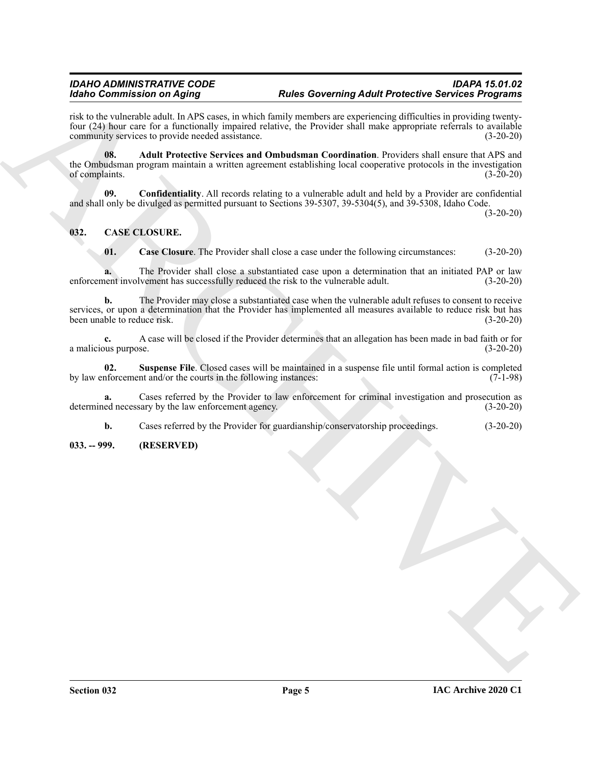risk to the vulnerable adult. In APS cases, in which family members are experiencing difficulties in providing twenty-four (24) hour care for a functionally impaired relative, the Provider shall make appropriate referrals to available community services to provide needed assistance. (3-20-20)

**08. Adult Protective Services and Ombudsman Coordination**. Providers shall ensure that APS and the Ombudsman program maintain a written agreement establishing local cooperative protocols in the investigation of complaints. (3-20-20)

**09. Confidentiality**. All records relating to a vulnerable adult and held by a Provider are confidential and shall only be divulged as permitted pursuant to Sections 39-5307, 39-5304(5), and 39-5308, Idaho Code. (3-20-20)

## 032. CASE CLOSURE.

**01. Case Closure**. The Provider shall close a case under the following circumstances: (3-20-20)

**a.** The Provider shall close a substantiated case upon a determination that an initiated PAP or law enforcement involvement has successfully reduced the risk to the vulnerable adult. (3-20-20)

**b.** The Provider may close a substantiated case when the vulnerable adult refuses to consent to receive services, or upon a determination that the Provider has implemented all measures available to reduce risk but has been unable to reduce risk. (3-20-20)

**c.** A case will be closed if the Provider determines that an allegation has been made in bad faith or for a malicious purpose. (3-20-20)

**02. Suspense File**. Closed cases will be maintained in a suspense file until formal action is completed by law enforcement and/or the courts in the following instances: (7-1-98)

**a.** Cases referred by the Provider to law enforcement for criminal investigation and prosecution as determined necessary by the law enforcement agency. (3-20-20)

**b.** Cases referred by the Provider for guardianship/conservatorship proceedings. (3-20-20)

## 033. -- 999. (RESERVED)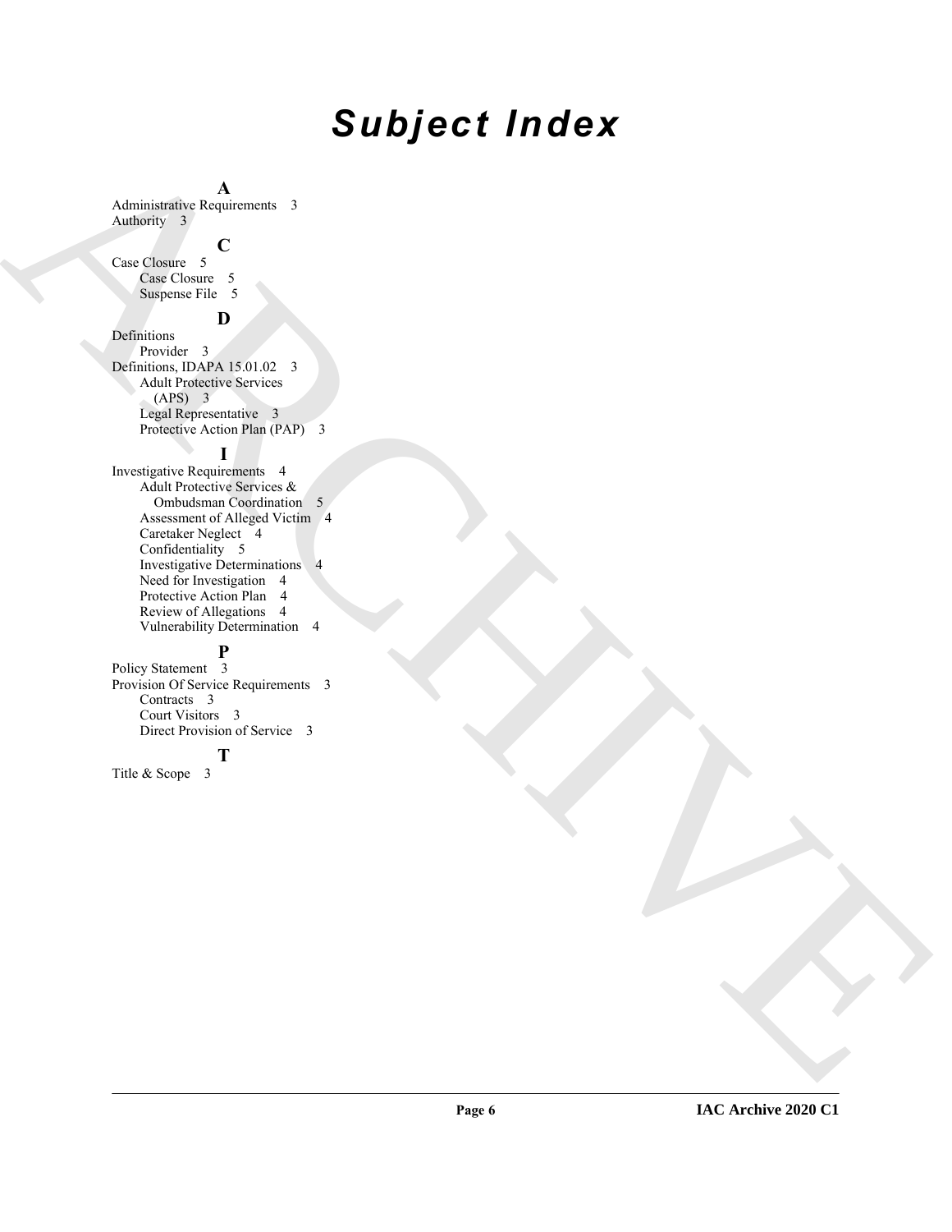# *Subject Index*

**A**

Administrative Requirements 3
Authority 3

**C**

Case Closure 5
- Case Closure 5
- Suspense File 5

**D**

Definitions
- Provider 3

Definitions, IDAPA 15.01.02 3
- Adult Protective Services (APS) 3
- Legal Representative 3
- Protective Action Plan (PAP) 3

**I**

Investigative Requirements 4
- Adult Protective Services & Ombudsman Coordination 5
- Assessment of Alleged Victim 4
- Caretaker Neglect 4
- Confidentiality 5
- Investigative Determinations 4
- Need for Investigation 4
- Protective Action Plan 4
- Review of Allegations 4
- Vulnerability Determination 4

**P**

Policy Statement 3
Provision Of Service Requirements 3
- Contracts 3
- Court Visitors 3
- Direct Provision of Service 3

**T**

Title & Scope 3